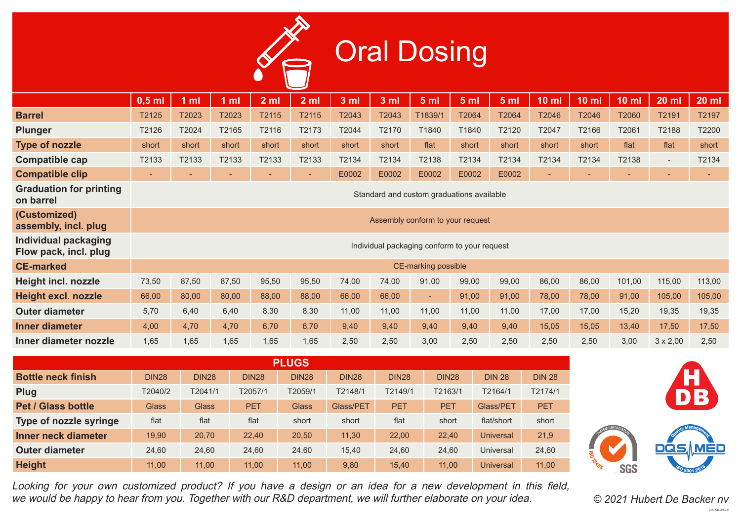# Oral Dosing

| | 0,5 ml | 1 ml | 1 ml | 2 ml | 2 ml | 3 ml | 3 ml | 5 ml | 5 ml | 5 ml | 10 ml | 10 ml | 10 ml | 20 ml | 20 ml |
|---|---|---|---|---|---|---|---|---|---|---|---|---|---|---|---|
| **Barrel** | T2125 | T2023 | T2023 | T2115 | T2115 | T2043 | T2043 | T1839/1 | T2064 | T2064 | T2046 | T2046 | T2060 | T2191 | T2197 |
| **Plunger** | T2126 | T2024 | T2165 | T2116 | T2173 | T2044 | T2170 | T1840 | T1840 | T2120 | T2047 | T2166 | T2061 | T2188 | T2200 |
| **Type of nozzle** | short | short | short | short | short | short | short | flat | short | short | short | short | flat | flat | short |
| **Compatible cap** | T2133 | T2133 | T2133 | T2133 | T2133 | T2134 | T2134 | T2138 | T2134 | T2134 | T2134 | T2134 | T2138 | - | T2134 |
| **Compatible clip** | - | - | - | - | - | E0002 | E0002 | E0002 | E0002 | E0002 | - | - | - | - | - |
| **Graduation for printing on barrel** | Standard and custom graduations available | | | | | | | | | | | | | | |
| **(Customized) assembly, incl. plug** | Assembly conform to your request | | | | | | | | | | | | | | |
| **Individual packaging Flow pack, incl. plug** | Individual packaging conform to your request | | | | | | | | | | | | | | |
| **CE-marked** | CE-marking possible | | | | | | | | | | | | | | |
| **Height incl. nozzle** | 73,50 | 87,50 | 87,50 | 95,50 | 95,50 | 74,00 | 74,00 | 91,00 | 99,00 | 99,00 | 86,00 | 86,00 | 101,00 | 115,00 | 113,00 |
| **Height excl. nozzle** | 66,00 | 80,00 | 80,00 | 88,00 | 88,00 | 66,00 | 66,00 | - | 91,00 | 91,00 | 78,00 | 78,00 | 91,00 | 105,00 | 105,00 |
| **Outer diameter** | 5,70 | 6,40 | 6,40 | 8,30 | 8,30 | 11,00 | 11,00 | 11,00 | 11,00 | 11,00 | 17,00 | 17,00 | 15,20 | 19,35 | 19,35 |
| **Inner diameter** | 4,00 | 4,70 | 4,70 | 6,70 | 6,70 | 9,40 | 9,40 | 9,40 | 9,40 | 9,40 | 15,05 | 15,05 | 13,40 | 17,50 | 17,50 |
| **Inner diameter nozzle** | 1,65 | 1,65 | 1,65 | 1,65 | 1,65 | 2,50 | 2,50 | 3,00 | 2,50 | 2,50 | 2,50 | 2,50 | 3,00 | 3 x 2,00 | 2,50 |

## PLUGS

| | | | | | | | | | |
|---|---|---|---|---|---|---|---|---|---|
| **Bottle neck finish** | DIN28 | DIN28 | DIN28 | DIN28 | DIN28 | DIN28 | DIN28 | DIN 28 | DIN 28 |
| **Plug** | T2040/2 | T2041/1 | T2057/1 | T2059/1 | T2148/1 | T2149/1 | T2163/1 | T2164/1 | T2174/1 |
| **Pet / Glass bottle** | Glass | Glass | PET | Glass | Glass/PET | PET | PET | Glass/PET | PET |
| **Type of nozzle syringe** | flat | flat | flat | short | short | flat | short | flat/short | short |
| **Inner neck diameter** | 19,90 | 20,70 | 22,40 | 20,50 | 11,30 | 22,00 | 22,40 | Universal | 21,9 |
| **Outer diameter** | 24,60 | 24,60 | 24,60 | 24,60 | 15,40 | 24,60 | 24,60 | Universal | 24,60 |
| **Height** | 11,00 | 11,00 | 11,00 | 11,00 | 9,80 | 15,40 | 11,00 | Universal | 11,00 |

*Looking for your own customized product? If you have a design or an idea for a new development in this field, we would be happy to hear from you. Together with our R&D department, we will further elaborate on your idea.*

*© 2021 Hubert De Backer nv*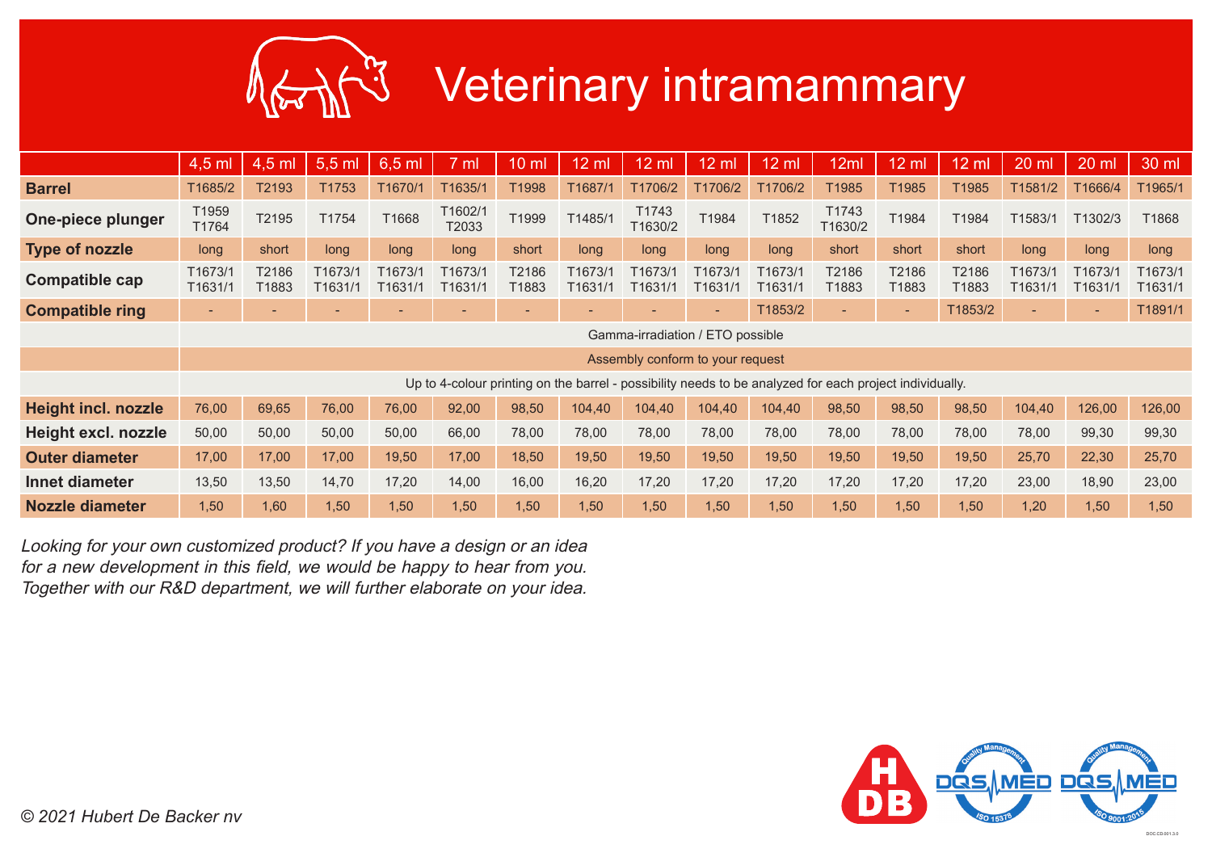# Veterinary intramammary

| | 4,5 ml | 4,5 ml | 5,5 ml | 6,5 ml | 7 ml | 10 ml | 12 ml | 12 ml | 12 ml | 12 ml | 12ml | 12 ml | 12 ml | 20 ml | 20 ml | 30 ml |
|---|---|---|---|---|---|---|---|---|---|---|---|---|---|---|---|---|
| **Barrel** | T1685/2 | T2193 | T1753 | T1670/1 | T1635/1 | T1998 | T1687/1 | T1706/2 | T1706/2 | T1706/2 | T1985 | T1985 | T1985 | T1581/2 | T1666/4 | T1965/1 |
| **One-piece plunger** | T1959 T1764 | T2195 | T1754 | T1668 | T1602/1 T2033 | T1999 | T1485/1 | T1743 T1630/2 | T1984 | T1852 | T1743 T1630/2 | T1984 | T1984 | T1583/1 | T1302/3 | T1868 |
| **Type of nozzle** | long | short | long | long | long | short | long | long | long | long | short | short | short | long | long | long |
| **Compatible cap** | T1673/1 T1631/1 | T2186 T1883 | T1673/1 T1631/1 | T1673/1 T1631/1 | T1673/1 T1631/1 | T2186 T1883 | T1673/1 T1631/1 | T1673/1 T1631/1 | T1673/1 T1631/1 | T1673/1 T1631/1 | T2186 T1883 | T2186 T1883 | T2186 T1883 | T1673/1 T1631/1 | T1673/1 T1631/1 | T1673/1 T1631/1 |
| **Compatible ring** | - | - | - | - | - | - | - | - | - | T1853/2 | - | - | T1853/2 | - | - | T1891/1 |
| | Gamma-irradiation / ETO possible | | | | | | | | | | | | | | | |
| | Assembly conform to your request | | | | | | | | | | | | | | | |
| | Up to 4-colour printing on the barrel - possibility needs to be analyzed for each project individually. | | | | | | | | | | | | | | | |
| **Height incl. nozzle** | 76,00 | 69,65 | 76,00 | 76,00 | 92,00 | 98,50 | 104,40 | 104,40 | 104,40 | 104,40 | 98,50 | 98,50 | 98,50 | 104,40 | 126,00 | 126,00 |
| **Height excl. nozzle** | 50,00 | 50,00 | 50,00 | 50,00 | 66,00 | 78,00 | 78,00 | 78,00 | 78,00 | 78,00 | 78,00 | 78,00 | 78,00 | 78,00 | 99,30 | 99,30 |
| **Outer diameter** | 17,00 | 17,00 | 17,00 | 19,50 | 17,00 | 18,50 | 19,50 | 19,50 | 19,50 | 19,50 | 19,50 | 19,50 | 19,50 | 25,70 | 22,30 | 25,70 |
| **Innet diameter** | 13,50 | 13,50 | 14,70 | 17,20 | 14,00 | 16,00 | 16,20 | 17,20 | 17,20 | 17,20 | 17,20 | 17,20 | 17,20 | 23,00 | 18,90 | 23,00 |
| **Nozzle diameter** | 1,50 | 1,60 | 1,50 | 1,50 | 1,50 | 1,50 | 1,50 | 1,50 | 1,50 | 1,50 | 1,50 | 1,50 | 1,50 | 1,20 | 1,50 | 1,50 |

*Looking for your own customized product? If you have a design or an idea for a new development in this field, we would be happy to hear from you. Together with our R&D department, we will further elaborate on your idea.*

*© 2021 Hubert De Backer nv*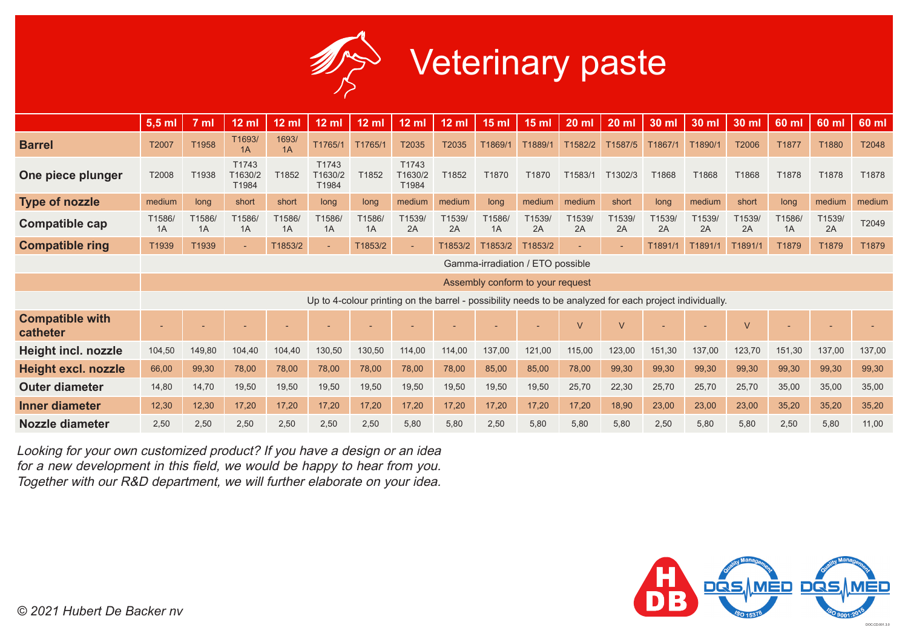# Veterinary paste

| | 5,5 ml | 7 ml | 12 ml | 12 ml | 12 ml | 12 ml | 12 ml | 12 ml | 15 ml | 15 ml | 20 ml | 20 ml | 30 ml | 30 ml | 30 ml | 60 ml | 60 ml | 60 ml |
|---|---|---|---|---|---|---|---|---|---|---|---|---|---|---|---|---|---|---|
| **Barrel** | T2007 | T1958 | T1693/ 1A | 1693/ 1A | T1765/1 | T1765/1 | T2035 | T2035 | T1869/1 | T1889/1 | T1582/2 | T1587/5 | T1867/1 | T1890/1 | T2006 | T1877 | T1880 | T2048 |
| **One piece plunger** | T2008 | T1938 | T1743 T1630/2 T1984 | T1852 | T1743 T1630/2 T1984 | T1852 | T1743 T1630/2 T1984 | T1852 | T1870 | T1870 | T1583/1 | T1302/3 | T1868 | T1868 | T1868 | T1878 | T1878 | T1878 |
| **Type of nozzle** | medium | long | short | short | long | long | medium | medium | long | medium | medium | short | long | medium | short | long | medium | medium |
| **Compatible cap** | T1586/ 1A | T1586/ 1A | T1586/ 1A | T1586/ 1A | T1586/ 1A | T1586/ 1A | T1539/ 2A | T1539/ 2A | T1586/ 1A | T1539/ 2A | T1539/ 2A | T1539/ 2A | T1539/ 2A | T1539/ 2A | T1539/ 2A | T1586/ 1A | T1539/ 2A | T2049 |
| **Compatible ring** | T1939 | T1939 | - | T1853/2 | - | T1853/2 | - | T1853/2 | T1853/2 | T1853/2 | - | - | T1891/1 | T1891/1 | T1891/1 | T1879 | T1879 | T1879 |
| | Gamma-irradiation / ETO possible | | | | | | | | | | | | | | | | | |
| | Assembly conform to your request | | | | | | | | | | | | | | | | | |
| | Up to 4-colour printing on the barrel - possibility needs to be analyzed for each project individually. | | | | | | | | | | | | | | | | | |
| **Compatible with catheter** | - | - | - | - | - | - | - | - | - | - | V | V | - | - | V | - | - | - |
| **Height incl. nozzle** | 104,50 | 149,80 | 104,40 | 104,40 | 130,50 | 130,50 | 114,00 | 114,00 | 137,00 | 121,00 | 115,00 | 123,00 | 151,30 | 137,00 | 123,70 | 151,30 | 137,00 | 137,00 |
| **Height excl. nozzle** | 66,00 | 99,30 | 78,00 | 78,00 | 78,00 | 78,00 | 78,00 | 78,00 | 85,00 | 85,00 | 78,00 | 99,30 | 99,30 | 99,30 | 99,30 | 99,30 | 99,30 | 99,30 |
| **Outer diameter** | 14,80 | 14,70 | 19,50 | 19,50 | 19,50 | 19,50 | 19,50 | 19,50 | 19,50 | 19,50 | 25,70 | 22,30 | 25,70 | 25,70 | 25,70 | 35,00 | 35,00 | 35,00 |
| **Inner diameter** | 12,30 | 12,30 | 17,20 | 17,20 | 17,20 | 17,20 | 17,20 | 17,20 | 17,20 | 17,20 | 17,20 | 18,90 | 23,00 | 23,00 | 23,00 | 35,20 | 35,20 | 35,20 |
| **Nozzle diameter** | 2,50 | 2,50 | 2,50 | 2,50 | 2,50 | 2,50 | 5,80 | 5,80 | 2,50 | 5,80 | 5,80 | 5,80 | 2,50 | 5,80 | 5,80 | 2,50 | 5,80 | 11,00 |

*Looking for your own customized product? If you have a design or an idea for a new development in this field, we would be happy to hear from you. Together with our R&D department, we will further elaborate on your idea.*

*© 2021 Hubert De Backer nv*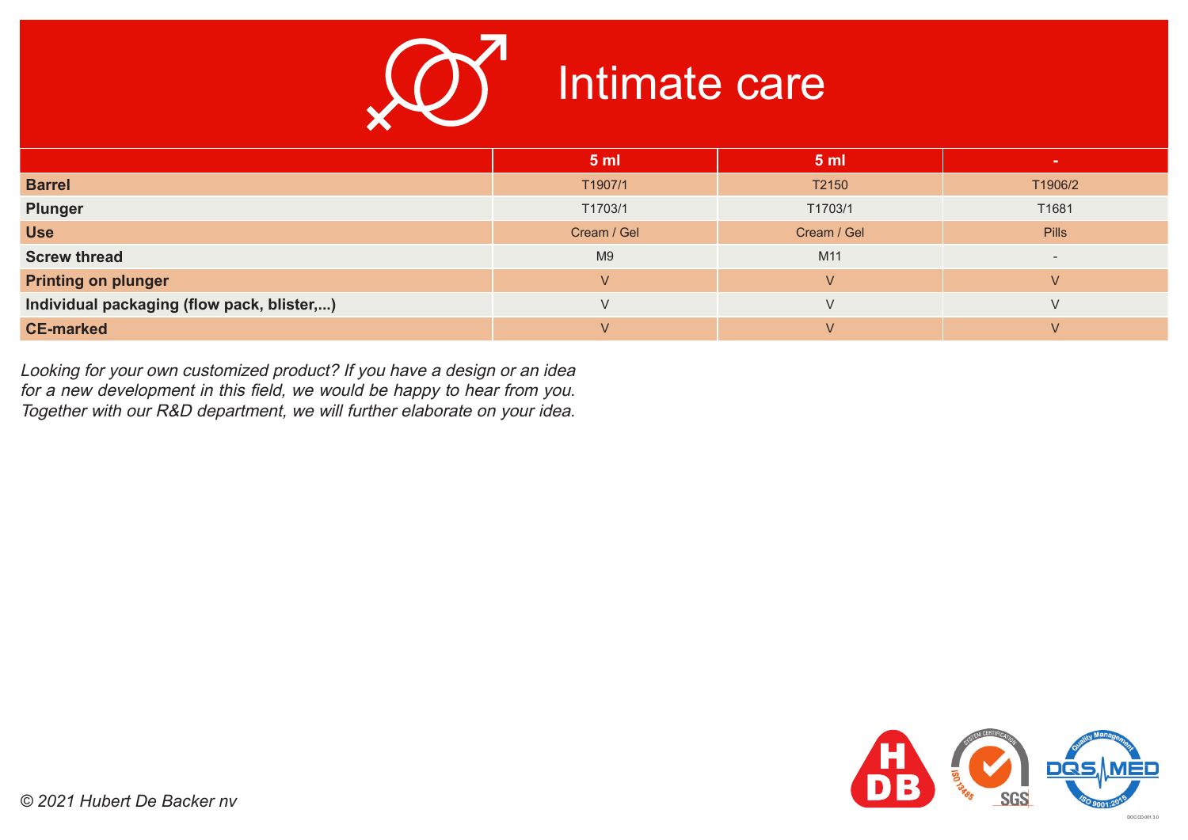# Intimate care

| | 5 ml | 5 ml | - |
|---|---|---|---|
| **Barrel** | T1907/1 | T2150 | T1906/2 |
| **Plunger** | T1703/1 | T1703/1 | T1681 |
| **Use** | Cream / Gel | Cream / Gel | Pills |
| **Screw thread** | M9 | M11 | - |
| **Printing on plunger** | V | V | V |
| **Individual packaging (flow pack, blister,...)** | V | V | V |
| **CE-marked** | V | V | V |

*Looking for your own customized product? If you have a design or an idea for a new development in this field, we would be happy to hear from you. Together with our R&D department, we will further elaborate on your idea.*

*© 2021 Hubert De Backer nv*